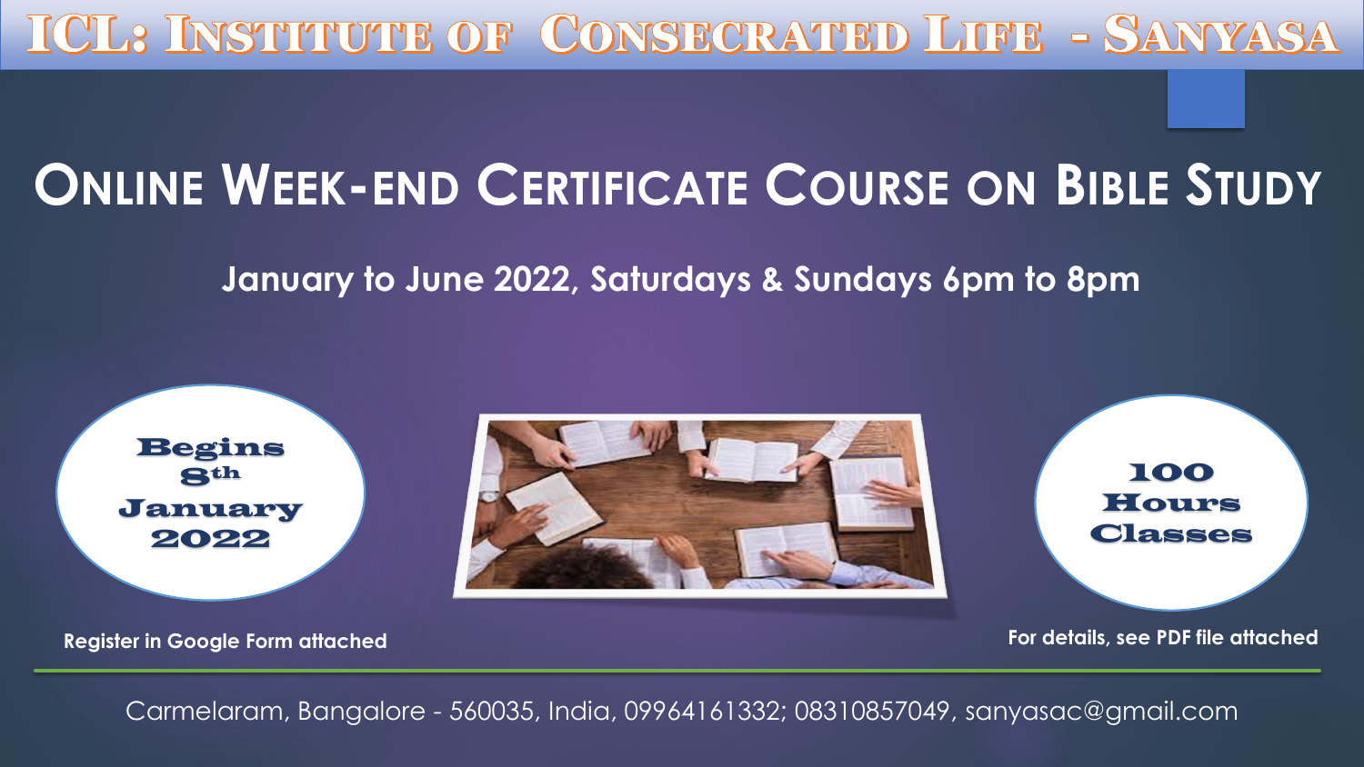# ICL: Institute of Consecrated Life - Sanyasa

## Online Week-end Certificate Course on Bible Study

**January to June 2022, Saturdays & Sundays 6pm to 8pm**

**Begins 8th January 2022**

**100 Hours Classes**

**Register in Google Form attached**

**For details, see PDF file attached**

Carmelaram, Bangalore - 560035, India, 09964161332; 08310857049, sanyasac@gmail.com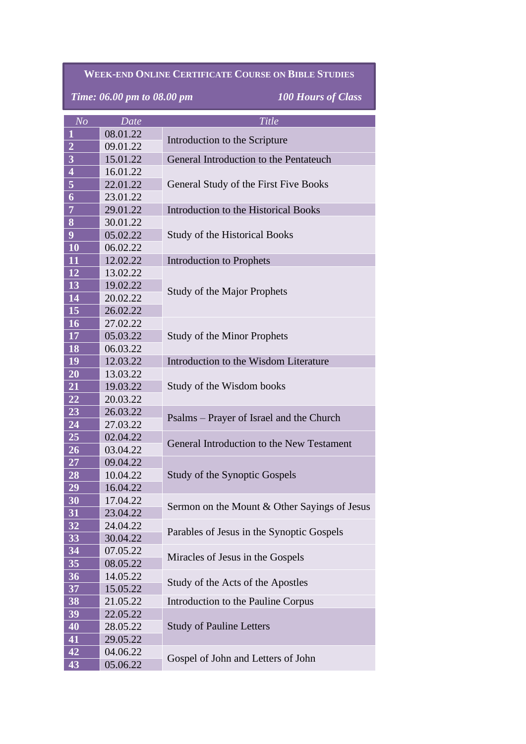**Week-end Online Certificate Course on Bible Studies**

*Time: 06.00 pm to 08.00 pm* *100 Hours of Class*

| No | Date | Title |
|---|---|---|
| 1 | 08.01.22 | Introduction to the Scripture |
| 2 | 09.01.22 | |
| 3 | 15.01.22 | General Introduction to the Pentateuch |
| 4 | 16.01.22 | General Study of the First Five Books |
| 5 | 22.01.22 | |
| 6 | 23.01.22 | |
| 7 | 29.01.22 | Introduction to the Historical Books |
| 8 | 30.01.22 | Study of the Historical Books |
| 9 | 05.02.22 | |
| 10 | 06.02.22 | |
| 11 | 12.02.22 | Introduction to Prophets |
| 12 | 13.02.22 | Study of the Major Prophets |
| 13 | 19.02.22 | |
| 14 | 20.02.22 | |
| 15 | 26.02.22 | |
| 16 | 27.02.22 | Study of the Minor Prophets |
| 17 | 05.03.22 | |
| 18 | 06.03.22 | |
| 19 | 12.03.22 | Introduction to the Wisdom Literature |
| 20 | 13.03.22 | Study of the Wisdom books |
| 21 | 19.03.22 | |
| 22 | 20.03.22 | |
| 23 | 26.03.22 | Psalms – Prayer of Israel and the Church |
| 24 | 27.03.22 | |
| 25 | 02.04.22 | General Introduction to the New Testament |
| 26 | 03.04.22 | |
| 27 | 09.04.22 | Study of the Synoptic Gospels |
| 28 | 10.04.22 | |
| 29 | 16.04.22 | |
| 30 | 17.04.22 | Sermon on the Mount & Other Sayings of Jesus |
| 31 | 23.04.22 | |
| 32 | 24.04.22 | Parables of Jesus in the Synoptic Gospels |
| 33 | 30.04.22 | |
| 34 | 07.05.22 | Miracles of Jesus in the Gospels |
| 35 | 08.05.22 | |
| 36 | 14.05.22 | Study of the Acts of the Apostles |
| 37 | 15.05.22 | |
| 38 | 21.05.22 | Introduction to the Pauline Corpus |
| 39 | 22.05.22 | Study of Pauline Letters |
| 40 | 28.05.22 | |
| 41 | 29.05.22 | |
| 42 | 04.06.22 | Gospel of John and Letters of John |
| 43 | 05.06.22 | |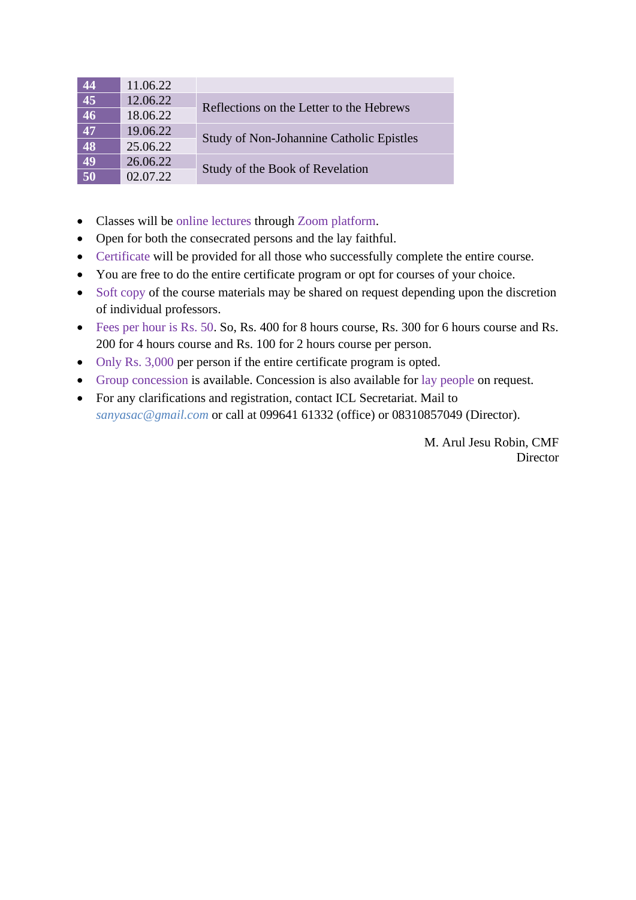| | | |
|---|---|---|
| 44 | 11.06.22 | |
| 45 | 12.06.22 | Reflections on the Letter to the Hebrews |
| 46 | 18.06.22 | |
| 47 | 19.06.22 | Study of Non-Johannine Catholic Epistles |
| 48 | 25.06.22 | |
| 49 | 26.06.22 | Study of the Book of Revelation |
| 50 | 02.07.22 | |

- Classes will be online lectures through Zoom platform.
- Open for both the consecrated persons and the lay faithful.
- Certificate will be provided for all those who successfully complete the entire course.
- You are free to do the entire certificate program or opt for courses of your choice.
- Soft copy of the course materials may be shared on request depending upon the discretion of individual professors.
- Fees per hour is Rs. 50. So, Rs. 400 for 8 hours course, Rs. 300 for 6 hours course and Rs. 200 for 4 hours course and Rs. 100 for 2 hours course per person.
- Only Rs. 3,000 per person if the entire certificate program is opted.
- Group concession is available. Concession is also available for lay people on request.
- For any clarifications and registration, contact ICL Secretariat. Mail to *sanyasac@gmail.com* or call at 099641 61332 (office) or 08310857049 (Director).

M. Arul Jesu Robin, CMF
Director